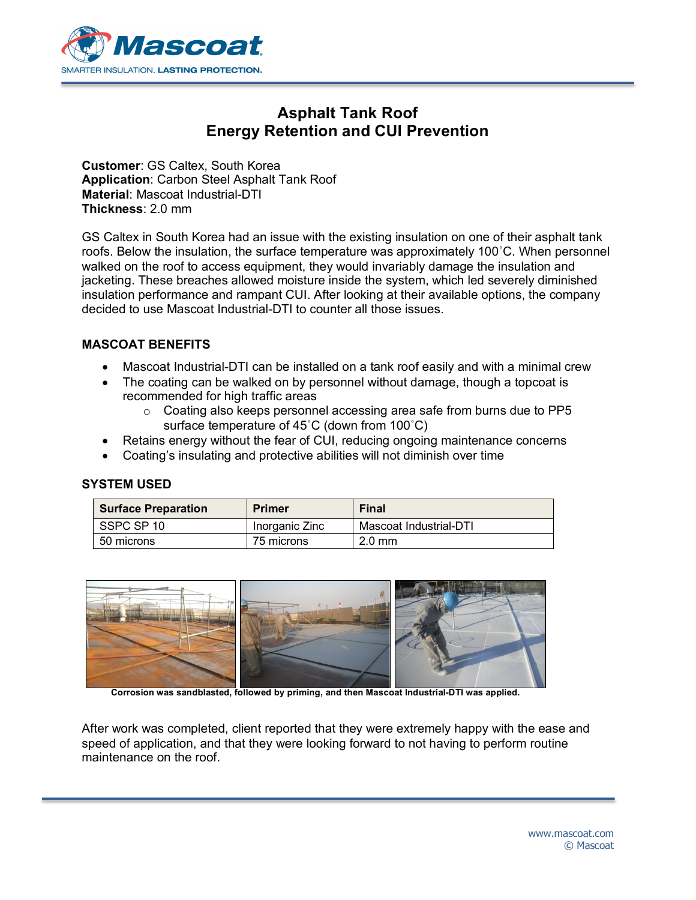# Asphalt Tank Roof
# Energy Retention and CUI Prevention

**Customer**: GS Caltex, South Korea
**Application**: Carbon Steel Asphalt Tank Roof
**Material**: Mascoat Industrial-DTI
**Thickness**: 2.0 mm

GS Caltex in South Korea had an issue with the existing insulation on one of their asphalt tank roofs. Below the insulation, the surface temperature was approximately 100˚C. When personnel walked on the roof to access equipment, they would invariably damage the insulation and jacketing. These breaches allowed moisture inside the system, which led severely diminished insulation performance and rampant CUI. After looking at their available options, the company decided to use Mascoat Industrial-DTI to counter all those issues.

## MASCOAT BENEFITS

- Mascoat Industrial-DTI can be installed on a tank roof easily and with a minimal crew
- The coating can be walked on by personnel without damage, though a topcoat is recommended for high traffic areas
  - Coating also keeps personnel accessing area safe from burns due to PP5 surface temperature of 45˚C (down from 100˚C)
- Retains energy without the fear of CUI, reducing ongoing maintenance concerns
- Coating's insulating and protective abilities will not diminish over time

## SYSTEM USED

| Surface Preparation | Primer | Final |
|---|---|---|
| SSPC SP 10 | Inorganic Zinc | Mascoat Industrial-DTI |
| 50 microns | 75 microns | 2.0 mm |

**Corrosion was sandblasted, followed by priming, and then Mascoat Industrial-DTI was applied.**

After work was completed, client reported that they were extremely happy with the ease and speed of application, and that they were looking forward to not having to perform routine maintenance on the roof.

www.mascoat.com
© Mascoat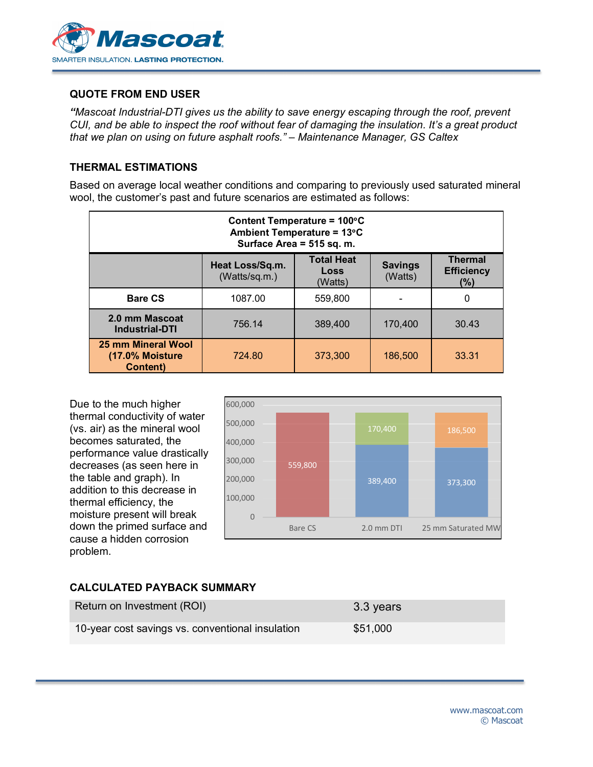### QUOTE FROM END USER

*"Mascoat Industrial-DTI gives us the ability to save energy escaping through the roof, prevent CUI, and be able to inspect the roof without fear of damaging the insulation. It's a great product that we plan on using on future asphalt roofs." – Maintenance Manager, GS Caltex*

### THERMAL ESTIMATIONS

Based on average local weather conditions and comparing to previously used saturated mineral wool, the customer's past and future scenarios are estimated as follows:

**Content Temperature = 100°C**
**Ambient Temperature = 13°C**
**Surface Area = 515 sq. m.**

| | **Heat Loss/Sq.m.** (Watts/sq.m.) | **Total Heat Loss** (Watts) | **Savings** (Watts) | **Thermal Efficiency (%)** |
|---|---|---|---|---|
| **Bare CS** | 1087.00 | 559,800 | - | 0 |
| **2.0 mm Mascoat Industrial-DTI** | 756.14 | 389,400 | 170,400 | 30.43 |
| **25 mm Mineral Wool (17.0% Moisture Content)** | 724.80 | 373,300 | 186,500 | 33.31 |

Due to the much higher thermal conductivity of water (vs. air) as the mineral wool becomes saturated, the performance value drastically decreases (as seen here in the table and graph). In addition to this decrease in thermal efficiency, the moisture present will break down the primed surface and cause a hidden corrosion problem.

600,000
500,000
400,000
300,000
200,000
100,000
0

559,800
170,400
389,400
186,500
373,300

Bare CS
2.0 mm DTI
25 mm Saturated MW

### CALCULATED PAYBACK SUMMARY

| | |
|---|---|
| Return on Investment (ROI) | 3.3 years |
| 10-year cost savings vs. conventional insulation | $51,000 |

www.mascoat.com
© Mascoat